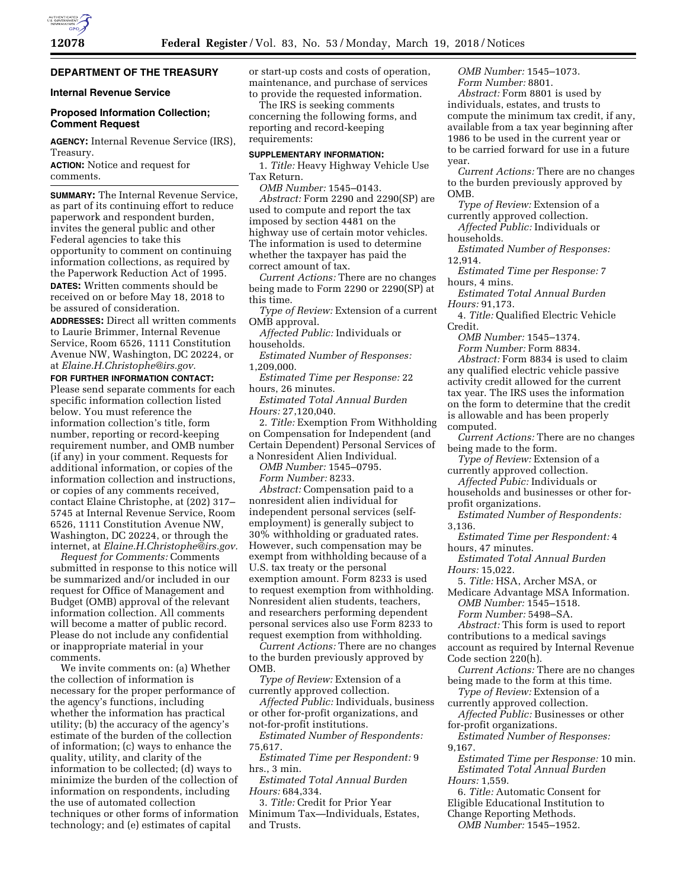## DEPARTMENT OF THE TREASURY

### Internal Revenue Service

### Proposed Information Collection; Comment Request

**AGENCY:** Internal Revenue Service (IRS), Treasury.

**ACTION:** Notice and request for comments.

**SUMMARY:** The Internal Revenue Service, as part of its continuing effort to reduce paperwork and respondent burden, invites the general public and other Federal agencies to take this opportunity to comment on continuing information collections, as required by the Paperwork Reduction Act of 1995.

**DATES:** Written comments should be received on or before May 18, 2018 to be assured of consideration.

**ADDRESSES:** Direct all written comments to Laurie Brimmer, Internal Revenue Service, Room 6526, 1111 Constitution Avenue NW, Washington, DC 20224, or at *Elaine.H.Christophe@irs.gov.*

**FOR FURTHER INFORMATION CONTACT:** Please send separate comments for each specific information collection listed below. You must reference the information collection's title, form number, reporting or record-keeping requirement number, and OMB number (if any) in your comment. Requests for additional information, or copies of the information collection and instructions, or copies of any comments received, contact Elaine Christophe, at (202) 317–5745 at Internal Revenue Service, Room 6526, 1111 Constitution Avenue NW, Washington, DC 20224, or through the internet, at *Elaine.H.Christophe@irs.gov.*

*Request for Comments:* Comments submitted in response to this notice will be summarized and/or included in our request for Office of Management and Budget (OMB) approval of the relevant information collection. All comments will become a matter of public record. Please do not include any confidential or inappropriate material in your comments.

We invite comments on: (a) Whether the collection of information is necessary for the proper performance of the agency's functions, including whether the information has practical utility; (b) the accuracy of the agency's estimate of the burden of the collection of information; (c) ways to enhance the quality, utility, and clarity of the information to be collected; (d) ways to minimize the burden of the collection of information on respondents, including the use of automated collection techniques or other forms of information technology; and (e) estimates of capital or start-up costs and costs of operation, maintenance, and purchase of services to provide the requested information.

The IRS is seeking comments concerning the following forms, and reporting and record-keeping requirements:

**SUPPLEMENTARY INFORMATION:**

1. *Title:* Heavy Highway Vehicle Use Tax Return.

*OMB Number:* 1545–0143.

*Abstract:* Form 2290 and 2290(SP) are used to compute and report the tax imposed by section 4481 on the highway use of certain motor vehicles. The information is used to determine whether the taxpayer has paid the correct amount of tax.

*Current Actions:* There are no changes being made to Form 2290 or 2290(SP) at this time.

*Type of Review:* Extension of a current OMB approval.

*Affected Public:* Individuals or households.

*Estimated Number of Responses:* 1,209,000.

*Estimated Time per Response:* 22 hours, 26 minutes.

*Estimated Total Annual Burden Hours:* 27,120,040.

2. *Title:* Exemption From Withholding on Compensation for Independent (and Certain Dependent) Personal Services of a Nonresident Alien Individual.

*OMB Number:* 1545–0795.

*Form Number:* 8233.

*Abstract:* Compensation paid to a nonresident alien individual for independent personal services (self-employment) is generally subject to 30% withholding or graduated rates. However, such compensation may be exempt from withholding because of a U.S. tax treaty or the personal exemption amount. Form 8233 is used to request exemption from withholding. Nonresident alien students, teachers, and researchers performing dependent personal services also use Form 8233 to request exemption from withholding.

*Current Actions:* There are no changes to the burden previously approved by OMB.

*Type of Review:* Extension of a currently approved collection.

*Affected Public:* Individuals, business or other for-profit organizations, and not-for-profit institutions.

*Estimated Number of Respondents:* 75,617.

*Estimated Time per Respondent:* 9 hrs., 3 min.

*Estimated Total Annual Burden Hours:* 684,334.

3. *Title:* Credit for Prior Year Minimum Tax—Individuals, Estates, and Trusts.

*OMB Number:* 1545–1073.

*Form Number:* 8801.

*Abstract:* Form 8801 is used by individuals, estates, and trusts to compute the minimum tax credit, if any, available from a tax year beginning after 1986 to be used in the current year or to be carried forward for use in a future year.

*Current Actions:* There are no changes to the burden previously approved by OMB.

*Type of Review:* Extension of a currently approved collection.

*Affected Public:* Individuals or households.

*Estimated Number of Responses:* 12,914.

*Estimated Time per Response:* 7 hours, 4 mins.

*Estimated Total Annual Burden Hours:* 91,173.

4. *Title:* Qualified Electric Vehicle Credit.

*OMB Number:* 1545–1374.

*Form Number:* Form 8834.

*Abstract:* Form 8834 is used to claim any qualified electric vehicle passive activity credit allowed for the current tax year. The IRS uses the information on the form to determine that the credit is allowable and has been properly computed.

*Current Actions:* There are no changes being made to the form.

*Type of Review:* Extension of a currently approved collection.

*Affected Pubic:* Individuals or households and businesses or other for-profit organizations.

*Estimated Number of Respondents:* 3,136.

*Estimated Time per Respondent:* 4 hours, 47 minutes.

*Estimated Total Annual Burden Hours:* 15,022.

5. *Title:* HSA, Archer MSA, or Medicare Advantage MSA Information.

*OMB Number:* 1545–1518.

*Form Number:* 5498–SA.

*Abstract:* This form is used to report contributions to a medical savings account as required by Internal Revenue Code section 220(h).

*Current Actions:* There are no changes being made to the form at this time.

*Type of Review:* Extension of a currently approved collection.

*Affected Public:* Businesses or other for-profit organizations.

*Estimated Number of Responses:* 9,167.

*Estimated Time per Response:* 10 min.

*Estimated Total Annual Burden Hours:* 1,559.

6. *Title:* Automatic Consent for Eligible Educational Institution to Change Reporting Methods.

*OMB Number:* 1545–1952.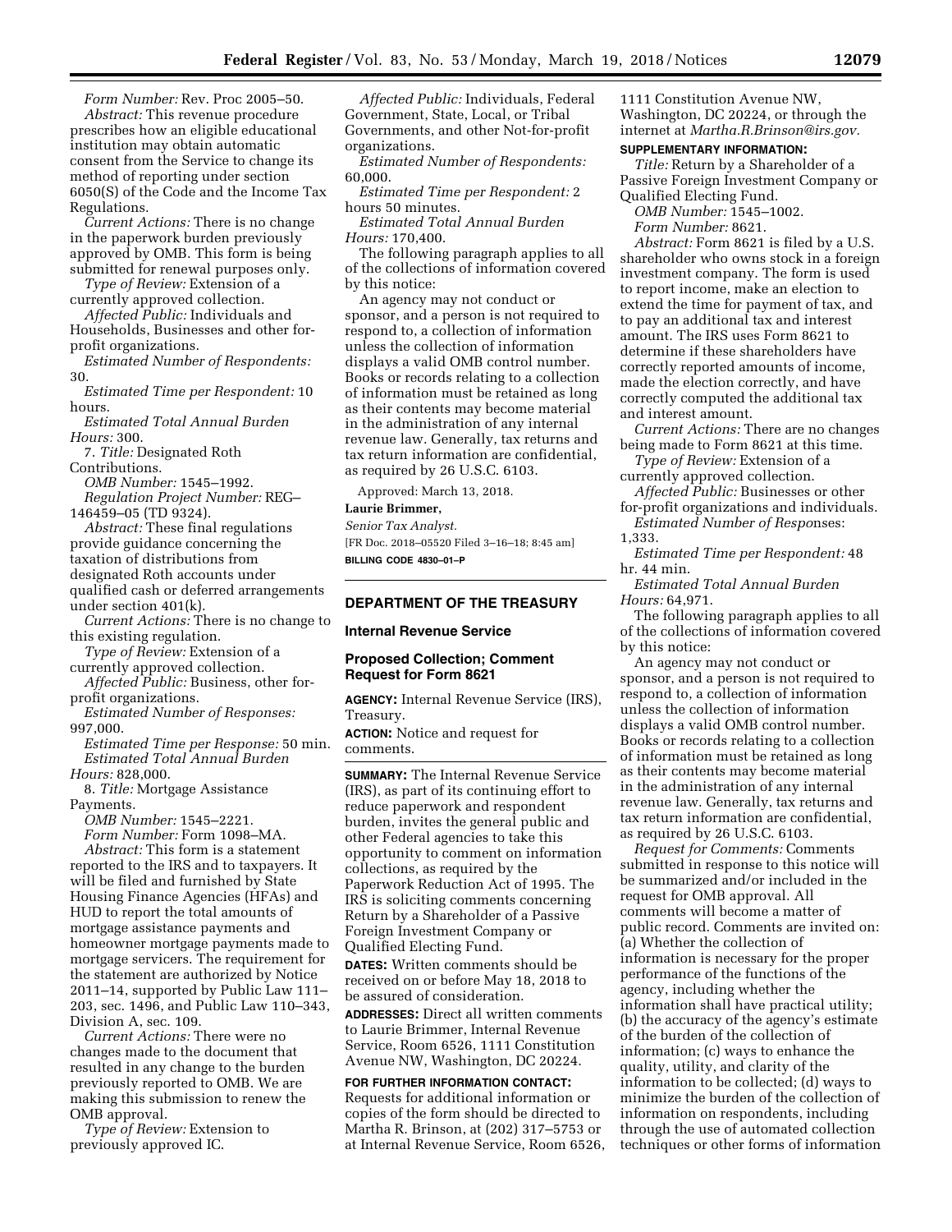*Form Number:* Rev. Proc 2005–50.

*Abstract:* This revenue procedure prescribes how an eligible educational institution may obtain automatic consent from the Service to change its method of reporting under section 6050(S) of the Code and the Income Tax Regulations.

*Current Actions:* There is no change in the paperwork burden previously approved by OMB. This form is being submitted for renewal purposes only.

*Type of Review:* Extension of a currently approved collection.

*Affected Public:* Individuals and Households, Businesses and other for-profit organizations.

*Estimated Number of Respondents:* 30.

*Estimated Time per Respondent:* 10 hours.

*Estimated Total Annual Burden Hours:* 300.

7. *Title:* Designated Roth Contributions.

*OMB Number:* 1545–1992.

*Regulation Project Number:* REG–146459–05 (TD 9324).

*Abstract:* These final regulations provide guidance concerning the taxation of distributions from designated Roth accounts under qualified cash or deferred arrangements under section 401(k).

*Current Actions:* There is no change to this existing regulation.

*Type of Review:* Extension of a currently approved collection.

*Affected Public:* Business, other for-profit organizations.

*Estimated Number of Responses:* 997,000.

*Estimated Time per Response:* 50 min.

*Estimated Total Annual Burden Hours:* 828,000.

8. *Title:* Mortgage Assistance Payments.

*OMB Number:* 1545–2221.

*Form Number:* Form 1098–MA.

*Abstract:* This form is a statement reported to the IRS and to taxpayers. It will be filed and furnished by State Housing Finance Agencies (HFAs) and HUD to report the total amounts of mortgage assistance payments and homeowner mortgage payments made to mortgage servicers. The requirement for the statement are authorized by Notice 2011–14, supported by Public Law 111–203, sec. 1496, and Public Law 110–343, Division A, sec. 109.

*Current Actions:* There were no changes made to the document that resulted in any change to the burden previously reported to OMB. We are making this submission to renew the OMB approval.

*Type of Review:* Extension to previously approved IC.

*Affected Public:* Individuals, Federal Government, State, Local, or Tribal Governments, and other Not-for-profit organizations.

*Estimated Number of Respondents:* 60,000.

*Estimated Time per Respondent:* 2 hours 50 minutes.

*Estimated Total Annual Burden Hours:* 170,400.

The following paragraph applies to all of the collections of information covered by this notice:

An agency may not conduct or sponsor, and a person is not required to respond to, a collection of information unless the collection of information displays a valid OMB control number. Books or records relating to a collection of information must be retained as long as their contents may become material in the administration of any internal revenue law. Generally, tax returns and tax return information are confidential, as required by 26 U.S.C. 6103.

Approved: March 13, 2018.

**Laurie Brimmer,**

*Senior Tax Analyst.*

[FR Doc. 2018–05520 Filed 3–16–18; 8:45 am]

**BILLING CODE 4830–01–P**

## DEPARTMENT OF THE TREASURY

### Internal Revenue Service

### Proposed Collection; Comment Request for Form 8621

**AGENCY:** Internal Revenue Service (IRS), Treasury.

**ACTION:** Notice and request for comments.

**SUMMARY:** The Internal Revenue Service (IRS), as part of its continuing effort to reduce paperwork and respondent burden, invites the general public and other Federal agencies to take this opportunity to comment on information collections, as required by the Paperwork Reduction Act of 1995. The IRS is soliciting comments concerning Return by a Shareholder of a Passive Foreign Investment Company or Qualified Electing Fund.

**DATES:** Written comments should be received on or before May 18, 2018 to be assured of consideration.

**ADDRESSES:** Direct all written comments to Laurie Brimmer, Internal Revenue Service, Room 6526, 1111 Constitution Avenue NW, Washington, DC 20224.

**FOR FURTHER INFORMATION CONTACT:** Requests for additional information or copies of the form should be directed to Martha R. Brinson, at (202) 317–5753 or at Internal Revenue Service, Room 6526, 1111 Constitution Avenue NW, Washington, DC 20224, or through the internet at *Martha.R.Brinson@irs.gov.*

**SUPPLEMENTARY INFORMATION:**

*Title:* Return by a Shareholder of a Passive Foreign Investment Company or Qualified Electing Fund.

*OMB Number:* 1545–1002.

*Form Number:* 8621.

*Abstract:* Form 8621 is filed by a U.S. shareholder who owns stock in a foreign investment company. The form is used to report income, make an election to extend the time for payment of tax, and to pay an additional tax and interest amount. The IRS uses Form 8621 to determine if these shareholders have correctly reported amounts of income, made the election correctly, and have correctly computed the additional tax and interest amount.

*Current Actions:* There are no changes being made to Form 8621 at this time.

*Type of Review:* Extension of a currently approved collection.

*Affected Public:* Businesses or other for-profit organizations and individuals.

*Estimated Number of Responses:* 1,333.

*Estimated Time per Respondent:* 48 hr. 44 min.

*Estimated Total Annual Burden Hours:* 64,971.

The following paragraph applies to all of the collections of information covered by this notice:

An agency may not conduct or sponsor, and a person is not required to respond to, a collection of information unless the collection of information displays a valid OMB control number. Books or records relating to a collection of information must be retained as long as their contents may become material in the administration of any internal revenue law. Generally, tax returns and tax return information are confidential, as required by 26 U.S.C. 6103.

*Request for Comments:* Comments submitted in response to this notice will be summarized and/or included in the request for OMB approval. All comments will become a matter of public record. Comments are invited on: (a) Whether the collection of information is necessary for the proper performance of the functions of the agency, including whether the information shall have practical utility; (b) the accuracy of the agency's estimate of the burden of the collection of information; (c) ways to enhance the quality, utility, and clarity of the information to be collected; (d) ways to minimize the burden of the collection of information on respondents, including through the use of automated collection techniques or other forms of information